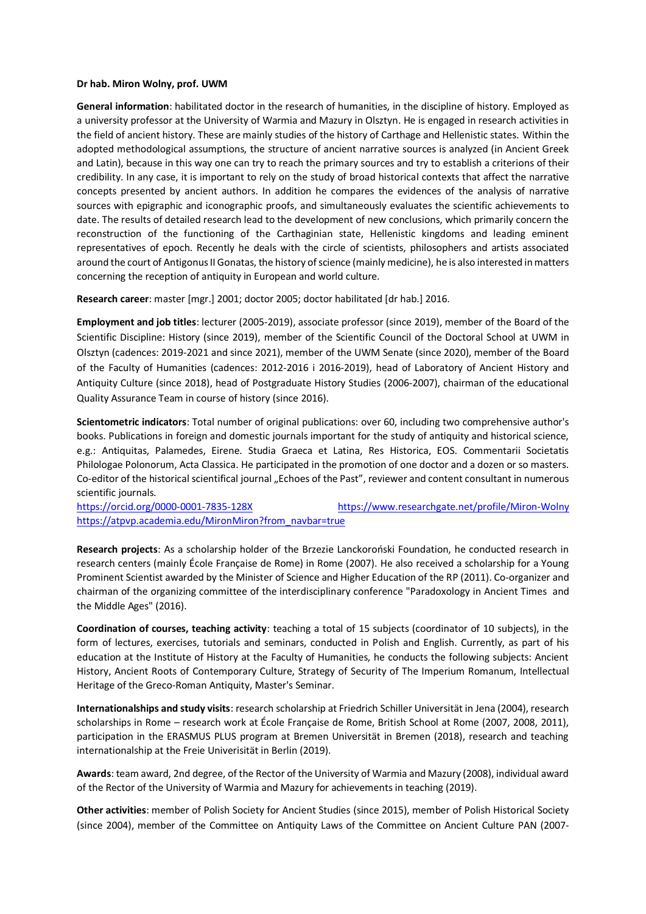**Dr hab. Miron Wolny, prof. UWM**

**General information**: habilitated doctor in the research of humanities, in the discipline of history. Employed as a university professor at the University of Warmia and Mazury in Olsztyn. He is engaged in research activities in the field of ancient history. These are mainly studies of the history of Carthage and Hellenistic states. Within the adopted methodological assumptions, the structure of ancient narrative sources is analyzed (in Ancient Greek and Latin), because in this way one can try to reach the primary sources and try to establish a criterions of their credibility. In any case, it is important to rely on the study of broad historical contexts that affect the narrative concepts presented by ancient authors. In addition he compares the evidences of the analysis of narrative sources with epigraphic and iconographic proofs, and simultaneously evaluates the scientific achievements to date. The results of detailed research lead to the development of new conclusions, which primarily concern the reconstruction of the functioning of the Carthaginian state, Hellenistic kingdoms and leading eminent representatives of epoch. Recently he deals with the circle of scientists, philosophers and artists associated around the court of Antigonus II Gonatas, the history of science (mainly medicine), he is also interested in matters concerning the reception of antiquity in European and world culture.

**Research career**: master [mgr.] 2001; doctor 2005; doctor habilitated [dr hab.] 2016.

**Employment and job titles**: lecturer (2005-2019), associate professor (since 2019), member of the Board of the Scientific Discipline: History (since 2019), member of the Scientific Council of the Doctoral School at UWM in Olsztyn (cadences: 2019-2021 and since 2021), member of the UWM Senate (since 2020), member of the Board of the Faculty of Humanities (cadences: 2012-2016 i 2016-2019), head of Laboratory of Ancient History and Antiquity Culture (since 2018), head of Postgraduate History Studies (2006-2007), chairman of the educational Quality Assurance Team in course of history (since 2016).

**Scientometric indicators**: Total number of original publications: over 60, including two comprehensive author's books. Publications in foreign and domestic journals important for the study of antiquity and historical science, e.g.: Antiquitas, Palamedes, Eirene. Studia Graeca et Latina, Res Historica, EOS. Commentarii Societatis Philologae Polonorum, Acta Classica. He participated in the promotion of one doctor and a dozen or so masters. Co-editor of the historical scientifical journal „Echoes of the Past", reviewer and content consultant in numerous scientific journals.
https://orcid.org/0000-0001-7835-128X https://www.researchgate.net/profile/Miron-Wolny
https://atpvp.academia.edu/MironMiron?from_navbar=true

**Research projects**: As a scholarship holder of the Brzezie Lanckoroński Foundation, he conducted research in research centers (mainly École Française de Rome) in Rome (2007). He also received a scholarship for a Young Prominent Scientist awarded by the Minister of Science and Higher Education of the RP (2011). Co-organizer and chairman of the organizing committee of the interdisciplinary conference "Paradoxology in Ancient Times and the Middle Ages" (2016).

**Coordination of courses, teaching activity**: teaching a total of 15 subjects (coordinator of 10 subjects), in the form of lectures, exercises, tutorials and seminars, conducted in Polish and English. Currently, as part of his education at the Institute of History at the Faculty of Humanities, he conducts the following subjects: Ancient History, Ancient Roots of Contemporary Culture, Strategy of Security of The Imperium Romanum, Intellectual Heritage of the Greco-Roman Antiquity, Master's Seminar.

**Internationalships and study visits**: research scholarship at Friedrich Schiller Universität in Jena (2004), research scholarships in Rome – research work at École Française de Rome, British School at Rome (2007, 2008, 2011), participation in the ERASMUS PLUS program at Bremen Universität in Bremen (2018), research and teaching internationalship at the Freie Univerisität in Berlin (2019).

**Awards**: team award, 2nd degree, of the Rector of the University of Warmia and Mazury (2008), individual award of the Rector of the University of Warmia and Mazury for achievements in teaching (2019).

**Other activities**: member of Polish Society for Ancient Studies (since 2015), member of Polish Historical Society (since 2004), member of the Committee on Antiquity Laws of the Committee on Ancient Culture PAN (2007-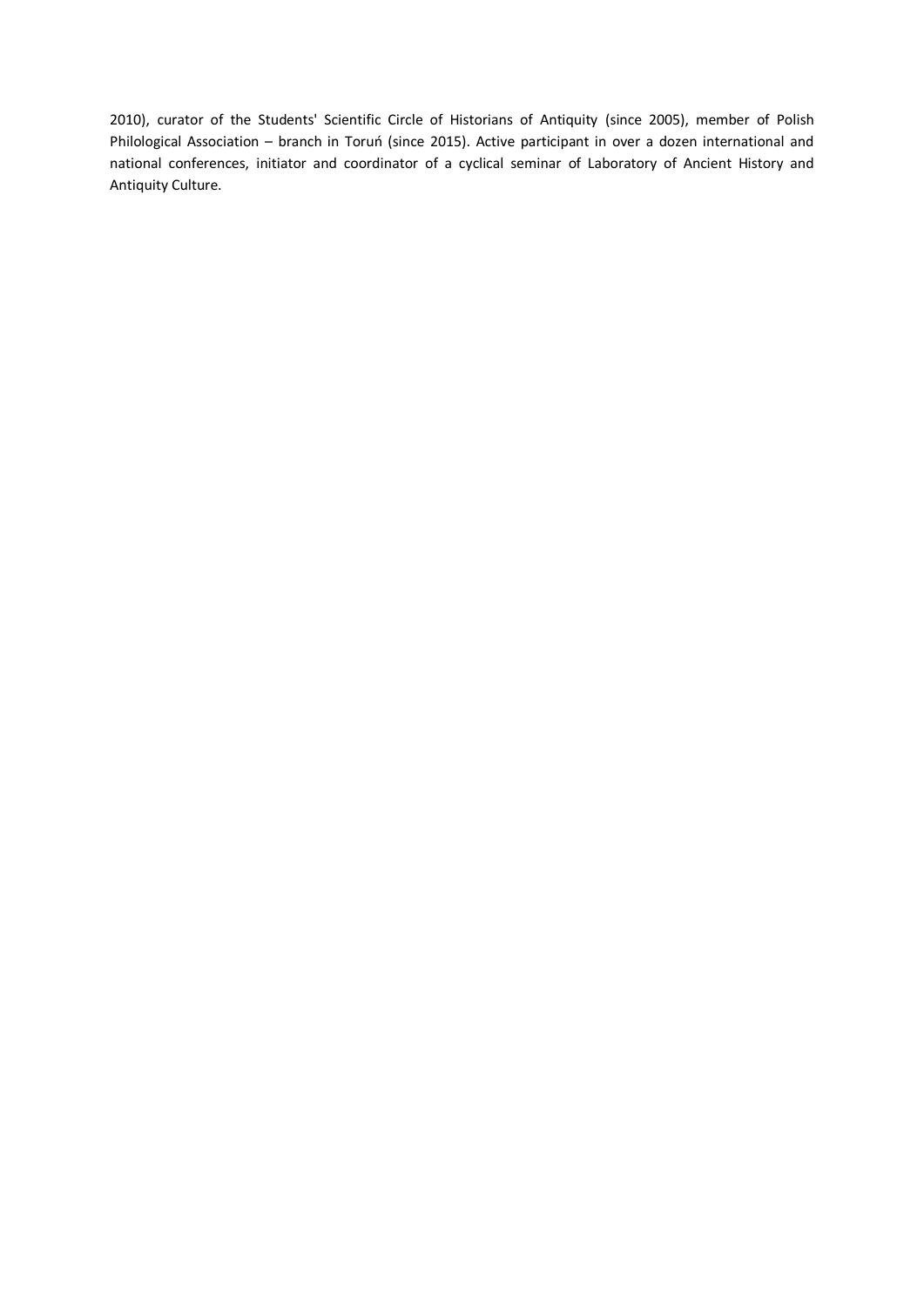2010), curator of the Students' Scientific Circle of Historians of Antiquity (since 2005), member of Polish Philological Association – branch in Toruń (since 2015). Active participant in over a dozen international and national conferences, initiator and coordinator of a cyclical seminar of Laboratory of Ancient History and Antiquity Culture.